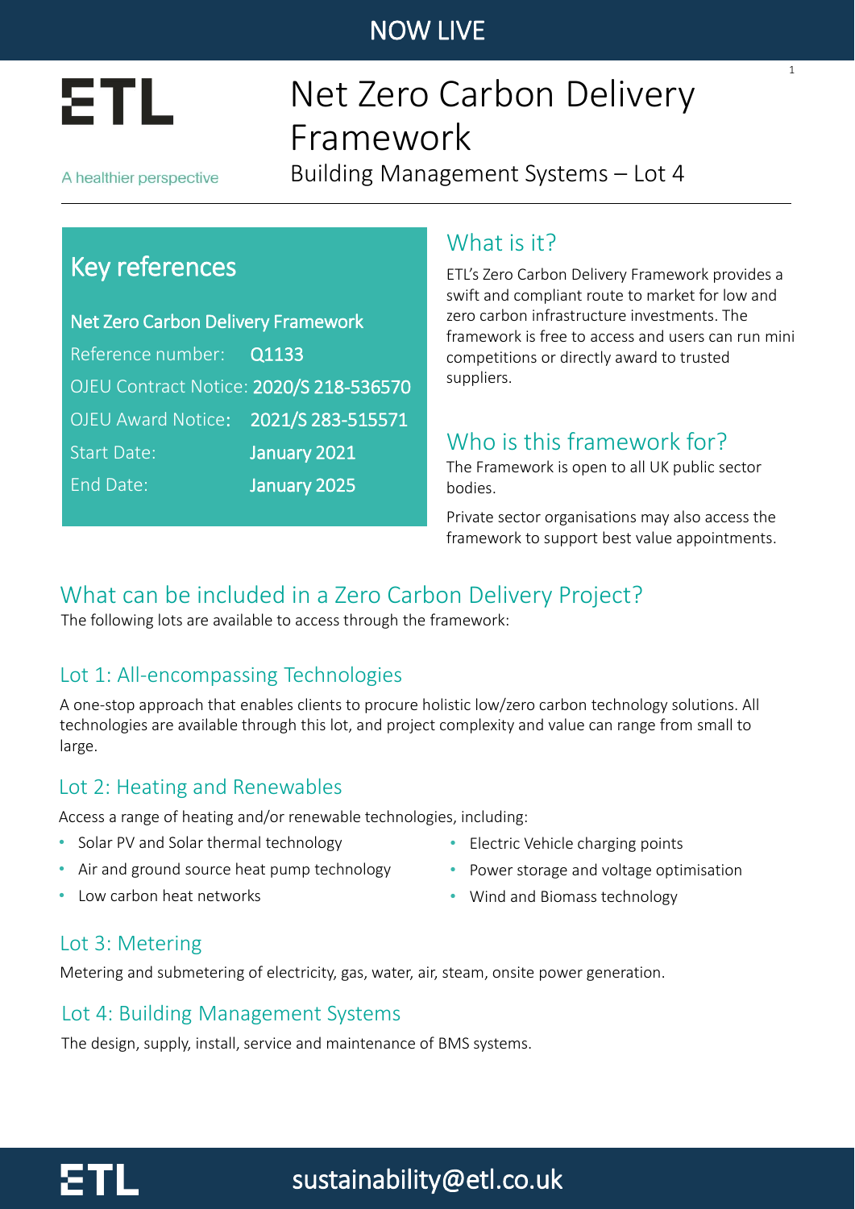NOW LIVE

ETL

A healthier perspective

# Net Zero Carbon Delivery Framework

Building Management Systems – Lot 4

## Key references

**Net Zero Carbon Delivery Framework**

| | |
|---|---|
| Reference number: | **Q1133** |
| OJEU Contract Notice: | **2020/S 218-536570** |
| OJEU Award Notice: | **2021/S 283-515571** |
| Start Date: | **January 2021** |
| End Date: | **January 2025** |

## What is it?

ETL's Zero Carbon Delivery Framework provides a swift and compliant route to market for low and zero carbon infrastructure investments. The framework is free to access and users can run mini competitions or directly award to trusted suppliers.

## Who is this framework for?

The Framework is open to all UK public sector bodies.

Private sector organisations may also access the framework to support best value appointments.

## What can be included in a Zero Carbon Delivery Project?

The following lots are available to access through the framework:

### Lot 1: All-encompassing Technologies

A one-stop approach that enables clients to procure holistic low/zero carbon technology solutions. All technologies are available through this lot, and project complexity and value can range from small to large.

### Lot 2: Heating and Renewables

Access a range of heating and/or renewable technologies, including:

- Solar PV and Solar thermal technology
- Air and ground source heat pump technology
- Low carbon heat networks
- Electric Vehicle charging points
- Power storage and voltage optimisation
- Wind and Biomass technology

### Lot 3: Metering

Metering and submetering of electricity, gas, water, air, steam, onsite power generation.

### Lot 4: Building Management Systems

The design, supply, install, service and maintenance of BMS systems.

ETL sustainability@etl.co.uk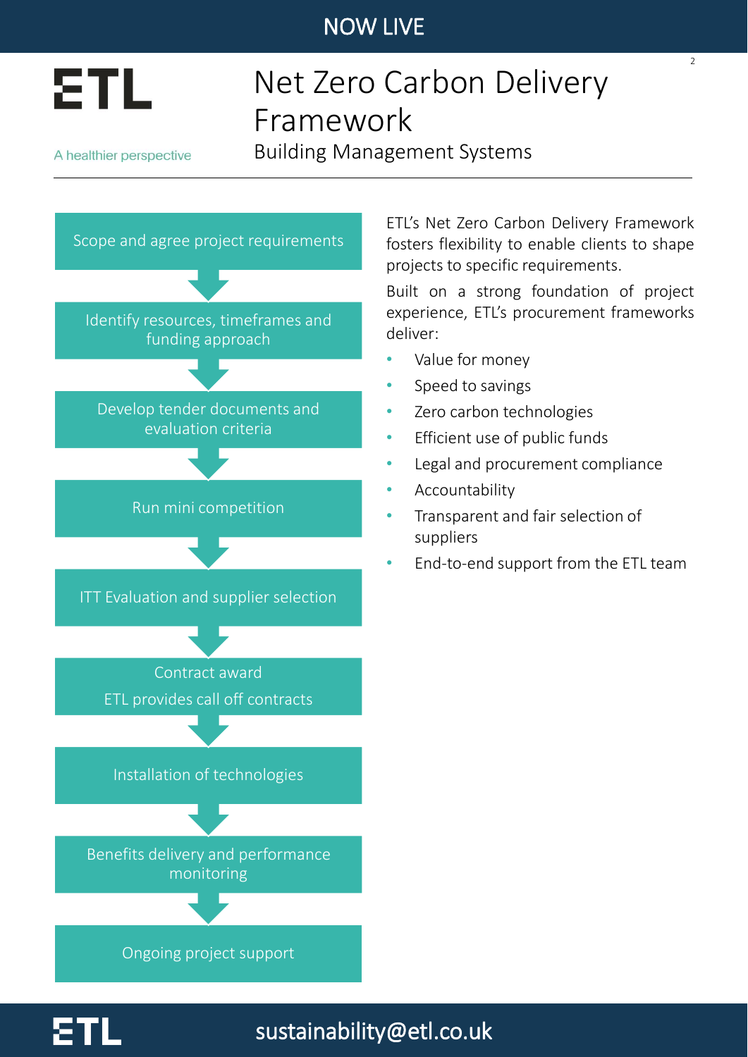NOW LIVE

ETL

A healthier perspective

# Net Zero Carbon Delivery Framework

## Building Management Systems

1. Scope and agree project requirements
2. Identify resources, timeframes and funding approach
3. Develop tender documents and evaluation criteria
4. Run mini competition
5. ITT Evaluation and supplier selection
6. Contract award
   ETL provides call off contracts
7. Installation of technologies
8. Benefits delivery and performance monitoring
9. Ongoing project support

ETL's Net Zero Carbon Delivery Framework fosters flexibility to enable clients to shape projects to specific requirements.

Built on a strong foundation of project experience, ETL's procurement frameworks deliver:

- Value for money
- Speed to savings
- Zero carbon technologies
- Efficient use of public funds
- Legal and procurement compliance
- Accountability
- Transparent and fair selection of suppliers
- End-to-end support from the ETL team

ETL

sustainability@etl.co.uk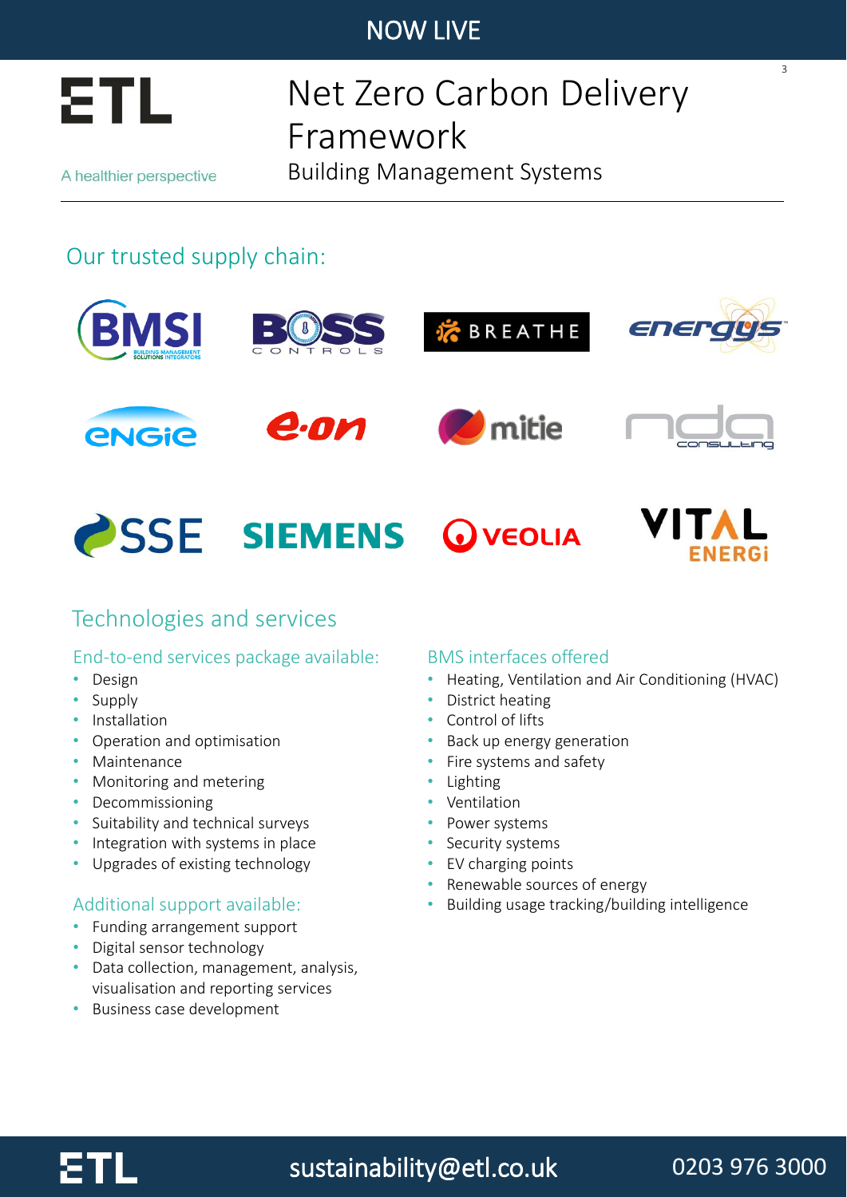NOW LIVE

ETL

A healthier perspective

# Net Zero Carbon Delivery Framework

Building Management Systems

## Our trusted supply chain:

BMSI, BOSS Controls, BREATHE, energys, ENGIE, e.on, mitie, nda consulting, SSE, SIEMENS, VEOLIA, VITAL ENERGi

## Technologies and services

### End-to-end services package available:

- Design
- Supply
- Installation
- Operation and optimisation
- Maintenance
- Monitoring and metering
- Decommissioning
- Suitability and technical surveys
- Integration with systems in place
- Upgrades of existing technology

### Additional support available:

- Funding arrangement support
- Digital sensor technology
- Data collection, management, analysis, visualisation and reporting services
- Business case development

### BMS interfaces offered

- Heating, Ventilation and Air Conditioning (HVAC)
- District heating
- Control of lifts
- Back up energy generation
- Fire systems and safety
- Lighting
- Ventilation
- Power systems
- Security systems
- EV charging points
- Renewable sources of energy
- Building usage tracking/building intelligence

ETL sustainability@etl.co.uk 0203 976 3000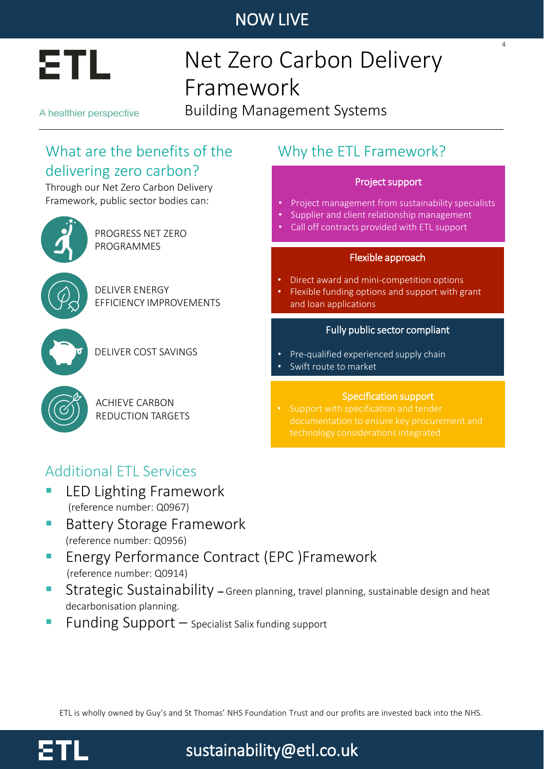NOW LIVE

ETL

A healthier perspective

# Net Zero Carbon Delivery Framework

## Building Management Systems

## What are the benefits of the delivering zero carbon?

Through our Net Zero Carbon Delivery Framework, public sector bodies can:

- PROGRESS NET ZERO PROGRAMMES
- DELIVER ENERGY EFFICIENCY IMPROVEMENTS
- DELIVER COST SAVINGS
- ACHIEVE CARBON REDUCTION TARGETS

## Why the ETL Framework?

### Project support

- Project management from sustainability specialists
- Supplier and client relationship management
- Call off contracts provided with ETL support

### Flexible approach

- Direct award and mini-competition options
- Flexible funding options and support with grant and loan applications

### Fully public sector compliant

- Pre-qualified experienced supply chain
- Swift route to market

### Specification support

- Support with specification and tender documentation to ensure key procurement and technology considerations integrated

## Additional ETL Services

- LED Lighting Framework (reference number: Q0967)
- Battery Storage Framework (reference number: Q0956)
- Energy Performance Contract (EPC )Framework (reference number: Q0914)
- Strategic Sustainability – Green planning, travel planning, sustainable design and heat decarbonisation planning.
- Funding Support – Specialist Salix funding support

ETL is wholly owned by Guy's and St Thomas' NHS Foundation Trust and our profits are invested back into the NHS.

ETL

sustainability@etl.co.uk